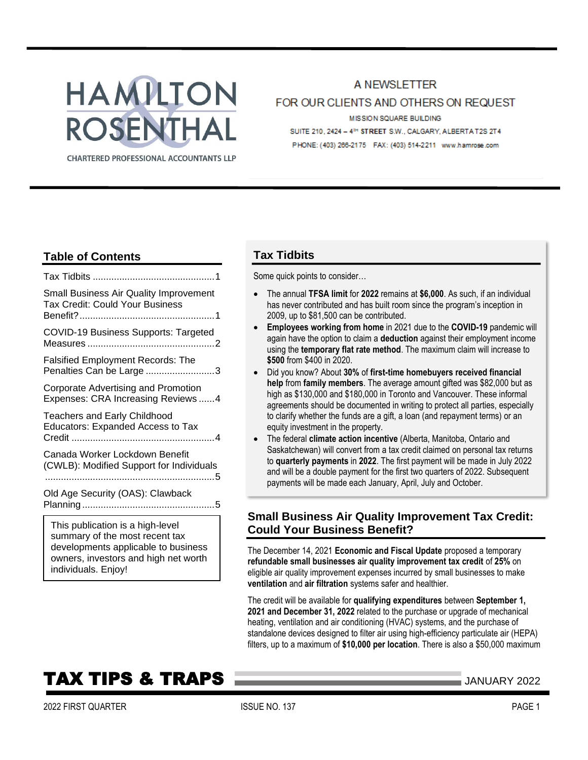# HAMILTON & ROSENTHAL

CHARTERED PROFESSIONAL ACCOUNTANTS LLP

A NEWSLETTER

FOR OUR CLIENTS AND OTHERS ON REQUEST

MISSION SQUARE BUILDING

SUITE 210, 2424 – 4TH STREET S.W., CALGARY, ALBERTA T2S 2T4

PHONE: (403) 266-2175 FAX: (403) 514-2211 www.hamrose.com

# TAX TIPS & TRAPS

JANUARY 2022

2022 FIRST QUARTER — ISSUE NO. 137

## Table of Contents

Tax Tidbits ..........1

Small Business Air Quality Improvement Tax Credit: Could Your Business Benefit? ..........1

COVID-19 Business Supports: Targeted Measures ..........2

Falsified Employment Records: The Penalties Can be Large ..........3

Corporate Advertising and Promotion Expenses: CRA Increasing Reviews ..........4

Teachers and Early Childhood Educators: Expanded Access to Tax Credit ..........4

Canada Worker Lockdown Benefit (CWLB): Modified Support for Individuals ..........5

Old Age Security (OAS): Clawback Planning ..........5

This publication is a high-level summary of the most recent tax developments applicable to business owners, investors and high net worth individuals. Enjoy!

## Tax Tidbits

Some quick points to consider…

- The annual **TFSA limit** for **2022** remains at **$6,000**. As such, if an individual has never contributed and has built room since the program's inception in 2009, up to $81,500 can be contributed.
- **Employees working from home** in 2021 due to the **COVID-19** pandemic will again have the option to claim a **deduction** against their employment income using the **temporary flat rate method**. The maximum claim will increase to **$500** from $400 in 2020.
- Did you know? About **30%** of **first-time homebuyers received financial help** from **family members**. The average amount gifted was $82,000 but as high as $130,000 and $180,000 in Toronto and Vancouver. These informal agreements should be documented in writing to protect all parties, especially to clarify whether the funds are a gift, a loan (and repayment terms) or an equity investment in the property.
- The federal **climate action incentive** (Alberta, Manitoba, Ontario and Saskatchewan) will convert from a tax credit claimed on personal tax returns to **quarterly payments** in **2022**. The first payment will be made in July 2022 and will be a double payment for the first two quarters of 2022. Subsequent payments will be made each January, April, July and October.

## Small Business Air Quality Improvement Tax Credit: Could Your Business Benefit?

The December 14, 2021 **Economic and Fiscal Update** proposed a temporary **refundable small businesses air quality improvement tax credit** of **25%** on eligible air quality improvement expenses incurred by small businesses to make **ventilation** and **air filtration** systems safer and healthier.

The credit will be available for **qualifying expenditures** between **September 1, 2021 and December 31, 2022** related to the purchase or upgrade of mechanical heating, ventilation and air conditioning (HVAC) systems, and the purchase of standalone devices designed to filter air using high-efficiency particulate air (HEPA) filters, up to a maximum of **$10,000 per location**. There is also a $50,000 maximum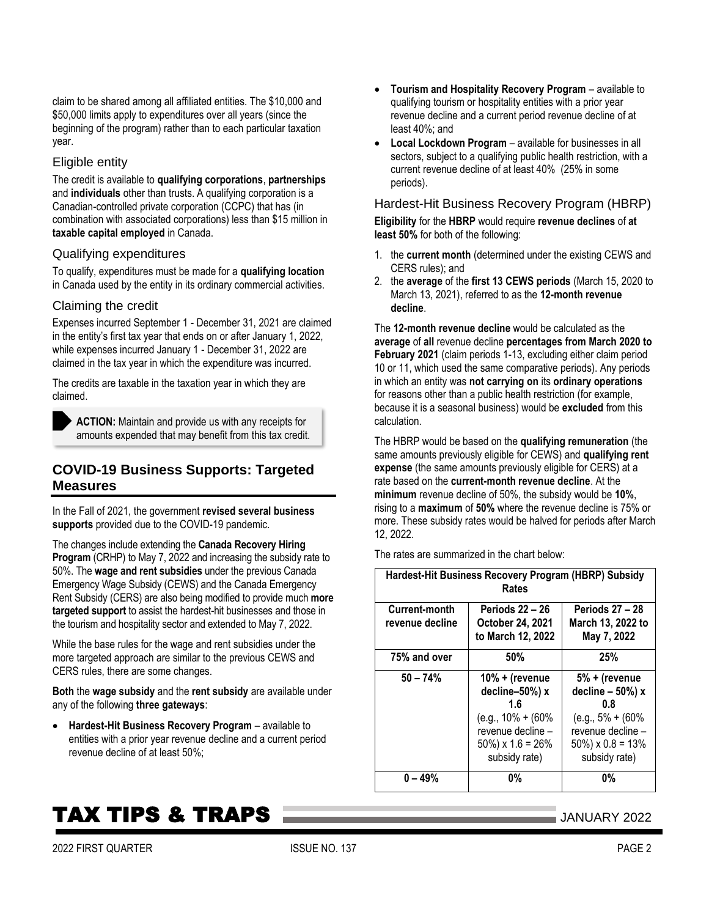claim to be shared among all affiliated entities. The $10,000 and $50,000 limits apply to expenditures over all years (since the beginning of the program) rather than to each particular taxation year.

### Eligible entity

The credit is available to **qualifying corporations**, **partnerships** and **individuals** other than trusts. A qualifying corporation is a Canadian-controlled private corporation (CCPC) that has (in combination with associated corporations) less than $15 million in **taxable capital employed** in Canada.

### Qualifying expenditures

To qualify, expenditures must be made for a **qualifying location** in Canada used by the entity in its ordinary commercial activities.

### Claiming the credit

Expenses incurred September 1 - December 31, 2021 are claimed in the entity's first tax year that ends on or after January 1, 2022, while expenses incurred January 1 - December 31, 2022 are claimed in the tax year in which the expenditure was incurred.

The credits are taxable in the taxation year in which they are claimed.

> **ACTION:** Maintain and provide us with any receipts for amounts expended that may benefit from this tax credit.

## COVID-19 Business Supports: Targeted Measures

In the Fall of 2021, the government **revised several business supports** provided due to the COVID-19 pandemic.

The changes include extending the **Canada Recovery Hiring Program** (CRHP) to May 7, 2022 and increasing the subsidy rate to 50%. The **wage and rent subsidies** under the previous Canada Emergency Wage Subsidy (CEWS) and the Canada Emergency Rent Subsidy (CERS) are also being modified to provide much **more targeted support** to assist the hardest-hit businesses and those in the tourism and hospitality sector and extended to May 7, 2022.

While the base rules for the wage and rent subsidies under the more targeted approach are similar to the previous CEWS and CERS rules, there are some changes.

**Both** the **wage subsidy** and the **rent subsidy** are available under any of the following **three gateways**:

- **Hardest-Hit Business Recovery Program** – available to entities with a prior year revenue decline and a current period revenue decline of at least 50%;
- **Tourism and Hospitality Recovery Program** – available to qualifying tourism or hospitality entities with a prior year revenue decline and a current period revenue decline of at least 40%; and
- **Local Lockdown Program** – available for businesses in all sectors, subject to a qualifying public health restriction, with a current revenue decline of at least 40% (25% in some periods).

### Hardest-Hit Business Recovery Program (HBRP)

**Eligibility** for the **HBRP** would require **revenue declines** of **at least 50%** for both of the following:

1. the **current month** (determined under the existing CEWS and CERS rules); and
2. the **average** of the **first 13 CEWS periods** (March 15, 2020 to March 13, 2021), referred to as the **12-month revenue decline**.

The **12-month revenue decline** would be calculated as the **average** of **all** revenue decline **percentages from March 2020 to February 2021** (claim periods 1-13, excluding either claim period 10 or 11, which used the same comparative periods). Any periods in which an entity was **not carrying on** its **ordinary operations** for reasons other than a public health restriction (for example, because it is a seasonal business) would be **excluded** from this calculation.

The HBRP would be based on the **qualifying remuneration** (the same amounts previously eligible for CEWS) and **qualifying rent expense** (the same amounts previously eligible for CERS) at a rate based on the **current-month revenue decline**. At the **minimum** revenue decline of 50%, the subsidy would be **10%**, rising to a **maximum** of **50%** where the revenue decline is 75% or more. These subsidy rates would be halved for periods after March 12, 2022.

The rates are summarized in the chart below:

| Hardest-Hit Business Recovery Program (HBRP) Subsidy Rates | | |
|---|---|---|
| **Current-month revenue decline** | **Periods 22 – 26 October 24, 2021 to March 12, 2022** | **Periods 27 – 28 March 13, 2022 to May 7, 2022** |
| **75% and over** | **50%** | **25%** |
| **50 – 74%** | **10% + (revenue decline–50%) x 1.6** (e.g., 10% + (60% revenue decline – 50%) x 1.6 = 26% subsidy rate) | **5% + (revenue decline – 50%) x 0.8** (e.g., 5% + (60% revenue decline – 50%) x 0.8 = 13% subsidy rate) |
| **0 – 49%** | **0%** | **0%** |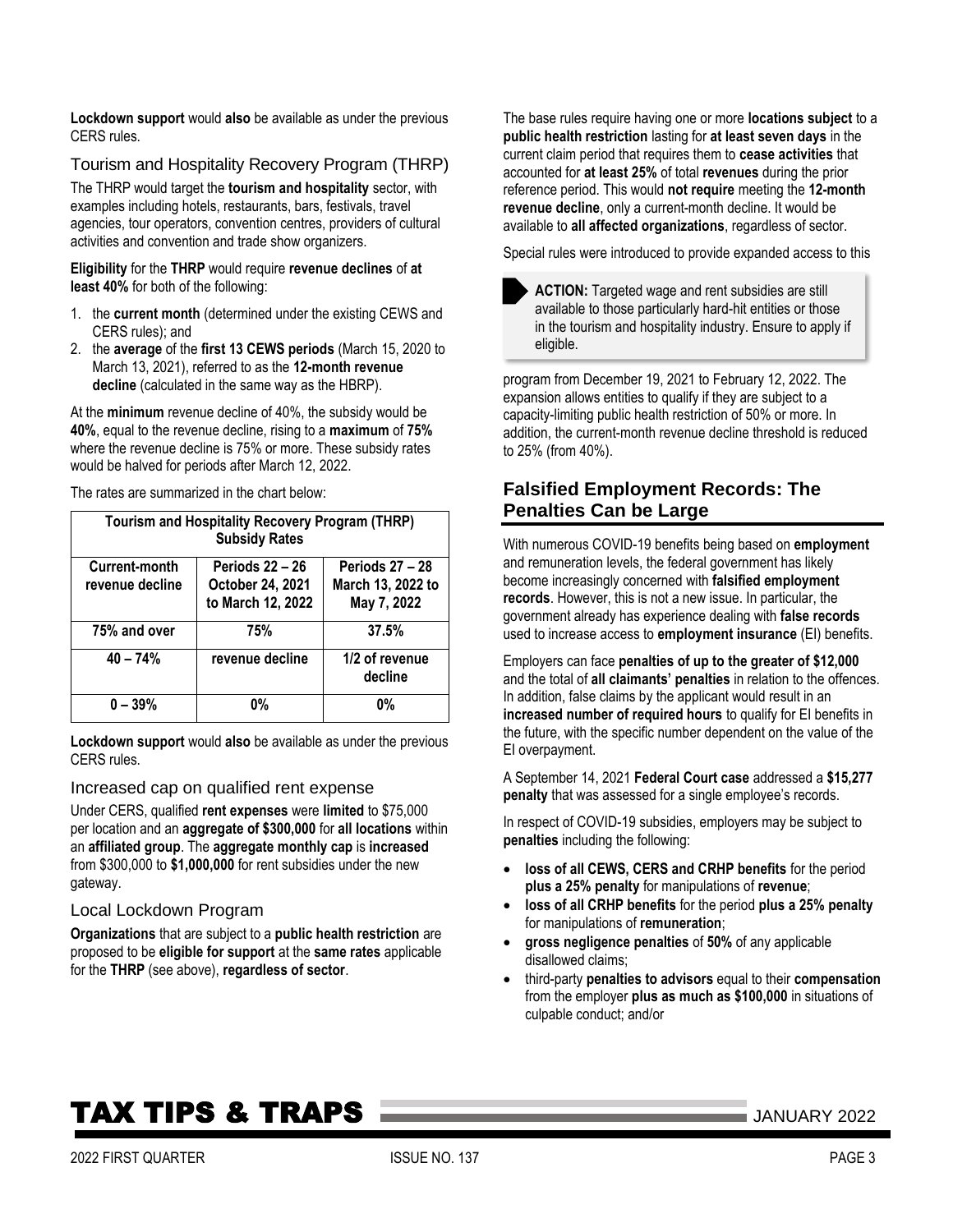**Lockdown support** would **also** be available as under the previous CERS rules.

### Tourism and Hospitality Recovery Program (THRP)

The THRP would target the **tourism and hospitality** sector, with examples including hotels, restaurants, bars, festivals, travel agencies, tour operators, convention centres, providers of cultural activities and convention and trade show organizers.

**Eligibility** for the **THRP** would require **revenue declines** of **at least 40%** for both of the following:

1. the **current month** (determined under the existing CEWS and CERS rules); and
2. the **average** of the **first 13 CEWS periods** (March 15, 2020 to March 13, 2021), referred to as the **12-month revenue decline** (calculated in the same way as the HBRP).

At the **minimum** revenue decline of 40%, the subsidy would be **40%**, equal to the revenue decline, rising to a **maximum** of **75%** where the revenue decline is 75% or more. These subsidy rates would be halved for periods after March 12, 2022.

The rates are summarized in the chart below:

| Tourism and Hospitality Recovery Program (THRP) Subsidy Rates | | |
|---|---|---|
| **Current-month revenue decline** | **Periods 22 – 26 October 24, 2021 to March 12, 2022** | **Periods 27 – 28 March 13, 2022 to May 7, 2022** |
| **75% and over** | **75%** | **37.5%** |
| **40 – 74%** | **revenue decline** | **1/2 of revenue decline** |
| **0 – 39%** | **0%** | **0%** |

**Lockdown support** would **also** be available as under the previous CERS rules.

### Increased cap on qualified rent expense

Under CERS, qualified **rent expenses** were **limited** to $75,000 per location and an **aggregate of $300,000** for **all locations** within an **affiliated group**. The **aggregate monthly cap** is **increased** from $300,000 to **$1,000,000** for rent subsidies under the new gateway.

### Local Lockdown Program

**Organizations** that are subject to a **public health restriction** are proposed to be **eligible for support** at the **same rates** applicable for the **THRP** (see above), **regardless of sector**.

The base rules require having one or more **locations subject** to a **public health restriction** lasting for **at least seven days** in the current claim period that requires them to **cease activities** that accounted for **at least 25%** of total **revenues** during the prior reference period. This would **not require** meeting the **12-month revenue decline**, only a current-month decline. It would be available to **all affected organizations**, regardless of sector.

Special rules were introduced to provide expanded access to this program from December 19, 2021 to February 12, 2022. The expansion allows entities to qualify if they are subject to a capacity-limiting public health restriction of 50% or more. In addition, the current-month revenue decline threshold is reduced to 25% (from 40%).

> **ACTION:** Targeted wage and rent subsidies are still available to those particularly hard-hit entities or those in the tourism and hospitality industry. Ensure to apply if eligible.

## Falsified Employment Records: The Penalties Can be Large

With numerous COVID-19 benefits being based on **employment** and remuneration levels, the federal government has likely become increasingly concerned with **falsified employment records**. However, this is not a new issue. In particular, the government already has experience dealing with **false records** used to increase access to **employment insurance** (EI) benefits.

Employers can face **penalties of up to the greater of $12,000** and the total of **all claimants' penalties** in relation to the offences. In addition, false claims by the applicant would result in an **increased number of required hours** to qualify for EI benefits in the future, with the specific number dependent on the value of the EI overpayment.

A September 14, 2021 **Federal Court case** addressed a **$15,277 penalty** that was assessed for a single employee's records.

In respect of COVID-19 subsidies, employers may be subject to **penalties** including the following:

- **loss of all CEWS, CERS and CRHP benefits** for the period **plus a 25% penalty** for manipulations of **revenue**;
- **loss of all CRHP benefits** for the period **plus a 25% penalty** for manipulations of **remuneration**;
- **gross negligence penalties** of **50%** of any applicable disallowed claims;
- third-party **penalties to advisors** equal to their **compensation** from the employer **plus as much as $100,000** in situations of culpable conduct; and/or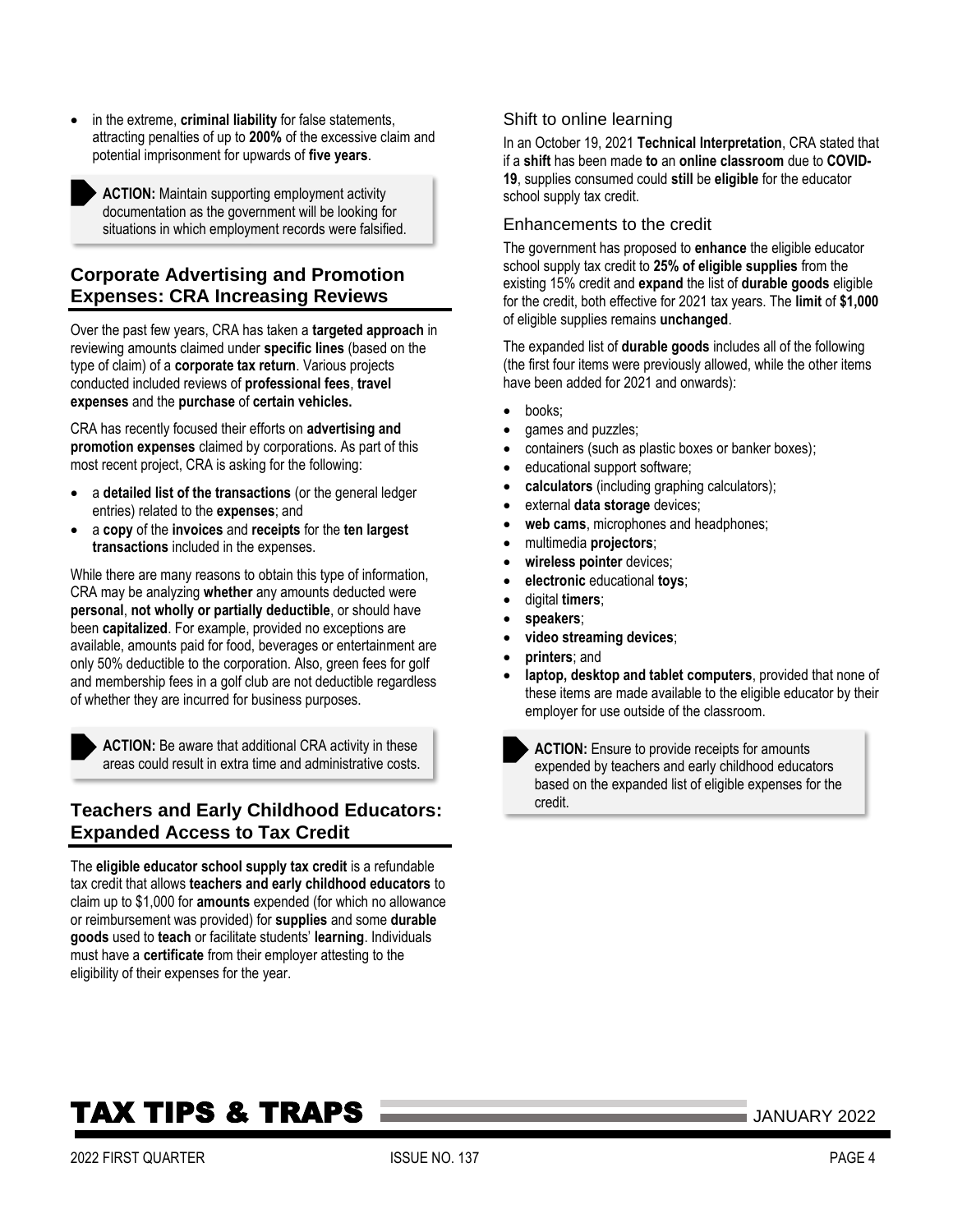- in the extreme, **criminal liability** for false statements, attracting penalties of up to **200%** of the excessive claim and potential imprisonment for upwards of **five years**.

> **ACTION:** Maintain supporting employment activity documentation as the government will be looking for situations in which employment records were falsified.

## Corporate Advertising and Promotion Expenses: CRA Increasing Reviews

Over the past few years, CRA has taken a **targeted approach** in reviewing amounts claimed under **specific lines** (based on the type of claim) of a **corporate tax return**. Various projects conducted included reviews of **professional fees**, **travel expenses** and the **purchase** of **certain vehicles.**

CRA has recently focused their efforts on **advertising and promotion expenses** claimed by corporations. As part of this most recent project, CRA is asking for the following:

- a **detailed list of the transactions** (or the general ledger entries) related to the **expenses**; and
- a **copy** of the **invoices** and **receipts** for the **ten largest transactions** included in the expenses.

While there are many reasons to obtain this type of information, CRA may be analyzing **whether** any amounts deducted were **personal**, **not wholly or partially deductible**, or should have been **capitalized**. For example, provided no exceptions are available, amounts paid for food, beverages or entertainment are only 50% deductible to the corporation. Also, green fees for golf and membership fees in a golf club are not deductible regardless of whether they are incurred for business purposes.

> **ACTION:** Be aware that additional CRA activity in these areas could result in extra time and administrative costs.

## Teachers and Early Childhood Educators: Expanded Access to Tax Credit

The **eligible educator school supply tax credit** is a refundable tax credit that allows **teachers and early childhood educators** to claim up to $1,000 for **amounts** expended (for which no allowance or reimbursement was provided) for **supplies** and some **durable goods** used to **teach** or facilitate students' **learning**. Individuals must have a **certificate** from their employer attesting to the eligibility of their expenses for the year.

### Shift to online learning

In an October 19, 2021 **Technical Interpretation**, CRA stated that if a **shift** has been made **to** an **online classroom** due to **COVID-19**, supplies consumed could **still** be **eligible** for the educator school supply tax credit.

### Enhancements to the credit

The government has proposed to **enhance** the eligible educator school supply tax credit to **25% of eligible supplies** from the existing 15% credit and **expand** the list of **durable goods** eligible for the credit, both effective for 2021 tax years. The **limit** of **$1,000** of eligible supplies remains **unchanged**.

The expanded list of **durable goods** includes all of the following (the first four items were previously allowed, while the other items have been added for 2021 and onwards):

- books;
- games and puzzles;
- containers (such as plastic boxes or banker boxes);
- educational support software;
- **calculators** (including graphing calculators);
- external **data storage** devices;
- **web cams**, microphones and headphones;
- multimedia **projectors**;
- **wireless pointer** devices;
- **electronic** educational **toys**;
- digital **timers**;
- **speakers**;
- **video streaming devices**;
- **printers**; and
- **laptop, desktop and tablet computers**, provided that none of these items are made available to the eligible educator by their employer for use outside of the classroom.

> **ACTION:** Ensure to provide receipts for amounts expended by teachers and early childhood educators based on the expanded list of eligible expenses for the credit.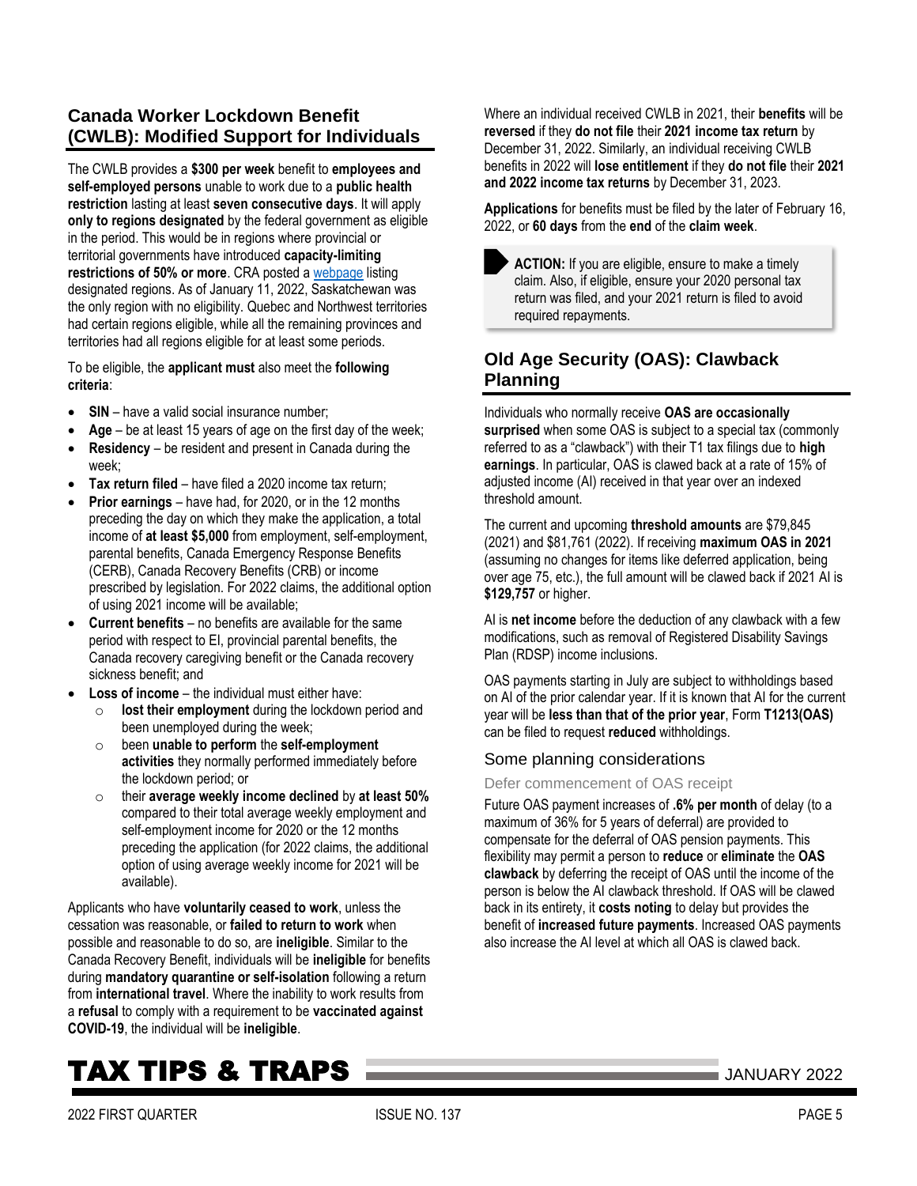## Canada Worker Lockdown Benefit (CWLB): Modified Support for Individuals

The CWLB provides a **$300 per week** benefit to **employees and self-employed persons** unable to work due to a **public health restriction** lasting at least **seven consecutive days**. It will apply **only to regions designated** by the federal government as eligible in the period. This would be in regions where provincial or territorial governments have introduced **capacity-limiting restrictions of 50% or more**. CRA posted a webpage listing designated regions. As of January 11, 2022, Saskatchewan was the only region with no eligibility. Quebec and Northwest territories had certain regions eligible, while all the remaining provinces and territories had all regions eligible for at least some periods.

To be eligible, the **applicant must** also meet the **following criteria**:

- **SIN** – have a valid social insurance number;
- **Age** – be at least 15 years of age on the first day of the week;
- **Residency** – be resident and present in Canada during the week;
- **Tax return filed** – have filed a 2020 income tax return;
- **Prior earnings** – have had, for 2020, or in the 12 months preceding the day on which they make the application, a total income of **at least $5,000** from employment, self-employment, parental benefits, Canada Emergency Response Benefits (CERB), Canada Recovery Benefits (CRB) or income prescribed by legislation. For 2022 claims, the additional option of using 2021 income will be available;
- **Current benefits** – no benefits are available for the same period with respect to EI, provincial parental benefits, the Canada recovery caregiving benefit or the Canada recovery sickness benefit; and
- **Loss of income** – the individual must either have:
  - **lost their employment** during the lockdown period and been unemployed during the week;
  - been **unable to perform** the **self-employment activities** they normally performed immediately before the lockdown period; or
  - their **average weekly income declined** by **at least 50%** compared to their total average weekly employment and self-employment income for 2020 or the 12 months preceding the application (for 2022 claims, the additional option of using average weekly income for 2021 will be available).

Applicants who have **voluntarily ceased to work**, unless the cessation was reasonable, or **failed to return to work** when possible and reasonable to do so, are **ineligible**. Similar to the Canada Recovery Benefit, individuals will be **ineligible** for benefits during **mandatory quarantine or self-isolation** following a return from **international travel**. Where the inability to work results from a **refusal** to comply with a requirement to be **vaccinated against COVID-19**, the individual will be **ineligible**.

Where an individual received CWLB in 2021, their **benefits** will be **reversed** if they **do not file** their **2021 income tax return** by December 31, 2022. Similarly, an individual receiving CWLB benefits in 2022 will **lose entitlement** if they **do not file** their **2021 and 2022 income tax returns** by December 31, 2023.

**Applications** for benefits must be filed by the later of February 16, 2022, or **60 days** from the **end** of the **claim week**.

> **ACTION:** If you are eligible, ensure to make a timely claim. Also, if eligible, ensure your 2020 personal tax return was filed, and your 2021 return is filed to avoid required repayments.

## Old Age Security (OAS): Clawback Planning

Individuals who normally receive **OAS are occasionally surprised** when some OAS is subject to a special tax (commonly referred to as a "clawback") with their T1 tax filings due to **high earnings**. In particular, OAS is clawed back at a rate of 15% of adjusted income (AI) received in that year over an indexed threshold amount.

The current and upcoming **threshold amounts** are $79,845 (2021) and $81,761 (2022). If receiving **maximum OAS in 2021** (assuming no changes for items like deferred application, being over age 75, etc.), the full amount will be clawed back if 2021 AI is **$129,757** or higher.

AI is **net income** before the deduction of any clawback with a few modifications, such as removal of Registered Disability Savings Plan (RDSP) income inclusions.

OAS payments starting in July are subject to withholdings based on AI of the prior calendar year. If it is known that AI for the current year will be **less than that of the prior year**, Form **T1213(OAS)** can be filed to request **reduced** withholdings.

### Some planning considerations

#### Defer commencement of OAS receipt

Future OAS payment increases of **.6% per month** of delay (to a maximum of 36% for 5 years of deferral) are provided to compensate for the deferral of OAS pension payments. This flexibility may permit a person to **reduce** or **eliminate** the **OAS clawback** by deferring the receipt of OAS until the income of the person is below the AI clawback threshold. If OAS will be clawed back in its entirety, it **costs noting** to delay but provides the benefit of **increased future payments**. Increased OAS payments also increase the AI level at which all OAS is clawed back.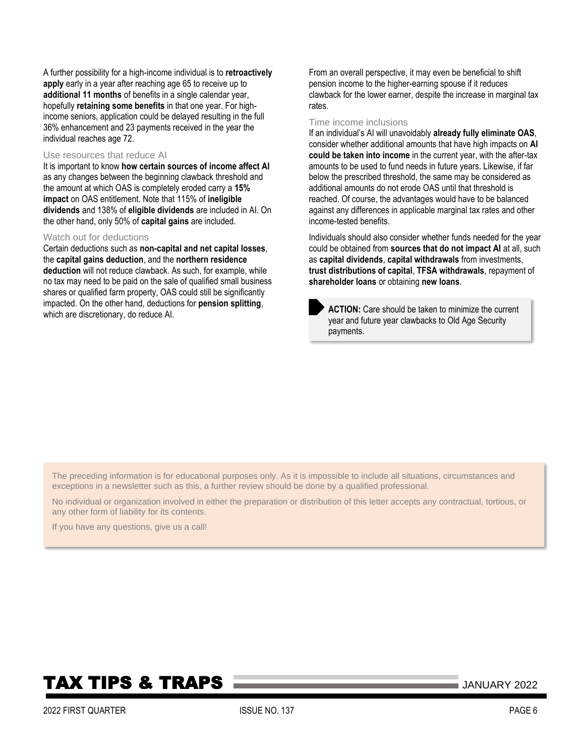A further possibility for a high-income individual is to **retroactively apply** early in a year after reaching age 65 to receive up to **additional 11 months** of benefits in a single calendar year, hopefully **retaining some benefits** in that one year. For high-income seniors, application could be delayed resulting in the full 36% enhancement and 23 payments received in the year the individual reaches age 72.

### Use resources that reduce AI

It is important to know **how certain sources of income affect AI** as any changes between the beginning clawback threshold and the amount at which OAS is completely eroded carry a **15% impact** on OAS entitlement. Note that 115% of **ineligible dividends** and 138% of **eligible dividends** are included in AI. On the other hand, only 50% of **capital gains** are included.

### Watch out for deductions

Certain deductions such as **non-capital and net capital losses**, the **capital gains deduction**, and the **northern residence deduction** will not reduce clawback. As such, for example, while no tax may need to be paid on the sale of qualified small business shares or qualified farm property, OAS could still be significantly impacted. On the other hand, deductions for **pension splitting**, which are discretionary, do reduce AI.

From an overall perspective, it may even be beneficial to shift pension income to the higher-earning spouse if it reduces clawback for the lower earner, despite the increase in marginal tax rates.

### Time income inclusions

If an individual's AI will unavoidably **already fully eliminate OAS**, consider whether additional amounts that have high impacts on **AI could be taken into income** in the current year, with the after-tax amounts to be used to fund needs in future years. Likewise, if far below the prescribed threshold, the same may be considered as additional amounts do not erode OAS until that threshold is reached. Of course, the advantages would have to be balanced against any differences in applicable marginal tax rates and other income-tested benefits.

Individuals should also consider whether funds needed for the year could be obtained from **sources that do not impact AI** at all, such as **capital dividends**, **capital withdrawals** from investments, **trust distributions of capital**, **TFSA withdrawals**, repayment of **shareholder loans** or obtaining **new loans**.

> **ACTION:** Care should be taken to minimize the current year and future year clawbacks to Old Age Security payments.

---

The preceding information is for educational purposes only. As it is impossible to include all situations, circumstances and exceptions in a newsletter such as this, a further review should be done by a qualified professional.

No individual or organization involved in either the preparation or distribution of this letter accepts any contractual, tortious, or any other form of liability for its contents.

If you have any questions, give us a call!